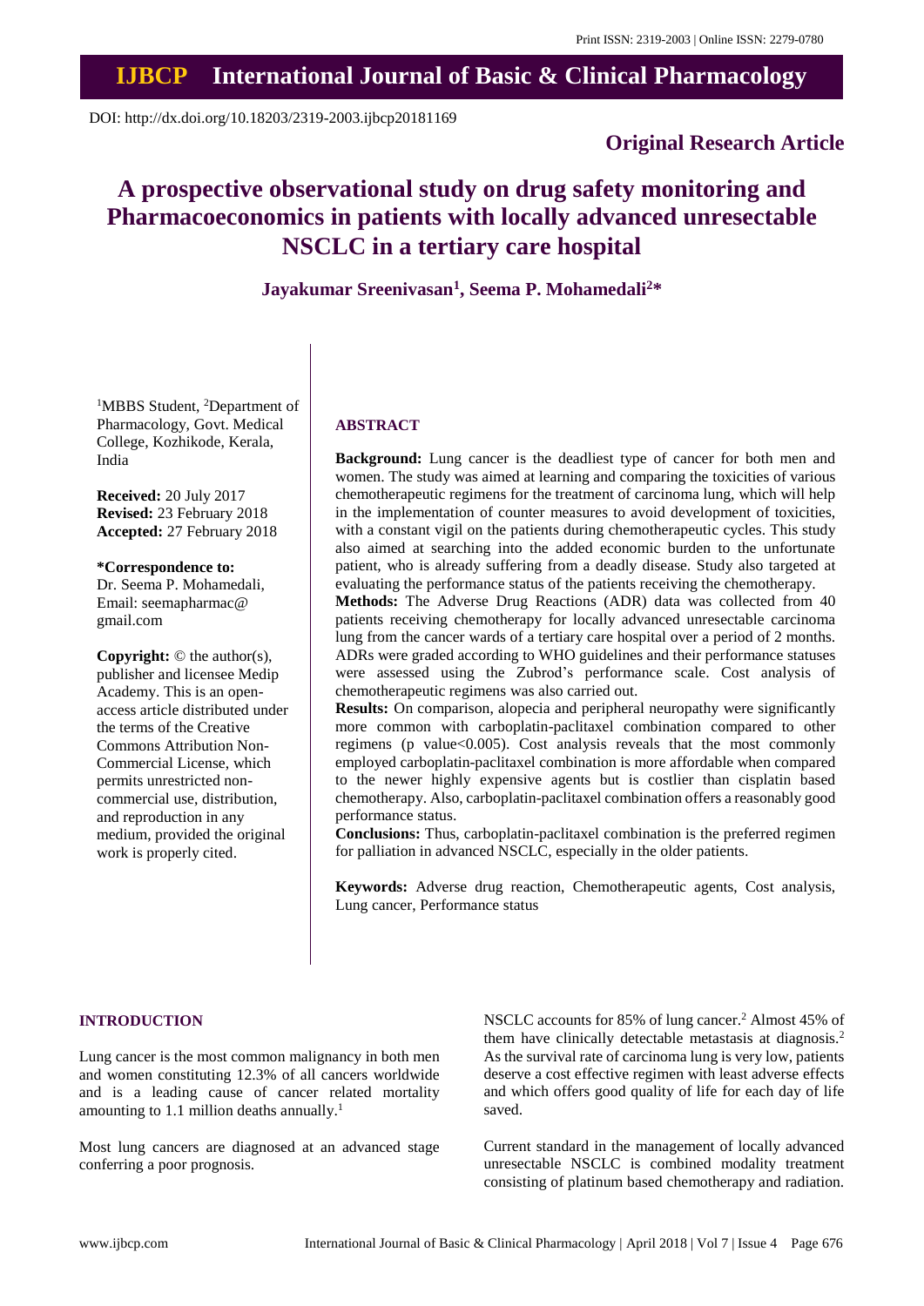Print ISSN: 2319-2003 | Online ISSN: 2279-0780

# IJBCP International Journal of Basic & Clinical Pharmacology

DOI: http://dx.doi.org/10.18203/2319-2003.ijbcp20181169

**Original Research Article**

# A prospective observational study on drug safety monitoring and Pharmacoeconomics in patients with locally advanced unresectable NSCLC in a tertiary care hospital

**Jayakumar Sreenivasan[1], Seema P. Mohamedali[2]***

[1]MBBS Student, [2]Department of Pharmacology, Govt. Medical College, Kozhikode, Kerala, India

**Received:** 20 July 2017
**Revised:** 23 February 2018
**Accepted:** 27 February 2018

**\*Correspondence to:**
Dr. Seema P. Mohamedali,
Email: seemapharmac@gmail.com

**Copyright:** © the author(s), publisher and licensee Medip Academy. This is an open-access article distributed under the terms of the Creative Commons Attribution Non-Commercial License, which permits unrestricted non-commercial use, distribution, and reproduction in any medium, provided the original work is properly cited.

## ABSTRACT

**Background:** Lung cancer is the deadliest type of cancer for both men and women. The study was aimed at learning and comparing the toxicities of various chemotherapeutic regimens for the treatment of carcinoma lung, which will help in the implementation of counter measures to avoid development of toxicities, with a constant vigil on the patients during chemotherapeutic cycles. This study also aimed at searching into the added economic burden to the unfortunate patient, who is already suffering from a deadly disease. Study also targeted at evaluating the performance status of the patients receiving the chemotherapy.

**Methods:** The Adverse Drug Reactions (ADR) data was collected from 40 patients receiving chemotherapy for locally advanced unresectable carcinoma lung from the cancer wards of a tertiary care hospital over a period of 2 months. ADRs were graded according to WHO guidelines and their performance statuses were assessed using the Zubrod's performance scale. Cost analysis of chemotherapeutic regimens was also carried out.

**Results:** On comparison, alopecia and peripheral neuropathy were significantly more common with carboplatin-paclitaxel combination compared to other regimens (p value<0.005). Cost analysis reveals that the most commonly employed carboplatin-paclitaxel combination is more affordable when compared to the newer highly expensive agents but is costlier than cisplatin based chemotherapy. Also, carboplatin-paclitaxel combination offers a reasonably good performance status.

**Conclusions:** Thus, carboplatin-paclitaxel combination is the preferred regimen for palliation in advanced NSCLC, especially in the older patients.

**Keywords:** Adverse drug reaction, Chemotherapeutic agents, Cost analysis, Lung cancer, Performance status

## INTRODUCTION

Lung cancer is the most common malignancy in both men and women constituting 12.3% of all cancers worldwide and is a leading cause of cancer related mortality amounting to 1.1 million deaths annually.[1]

Most lung cancers are diagnosed at an advanced stage conferring a poor prognosis.

NSCLC accounts for 85% of lung cancer.[2] Almost 45% of them have clinically detectable metastasis at diagnosis.[2] As the survival rate of carcinoma lung is very low, patients deserve a cost effective regimen with least adverse effects and which offers good quality of life for each day of life saved.

Current standard in the management of locally advanced unresectable NSCLC is combined modality treatment consisting of platinum based chemotherapy and radiation.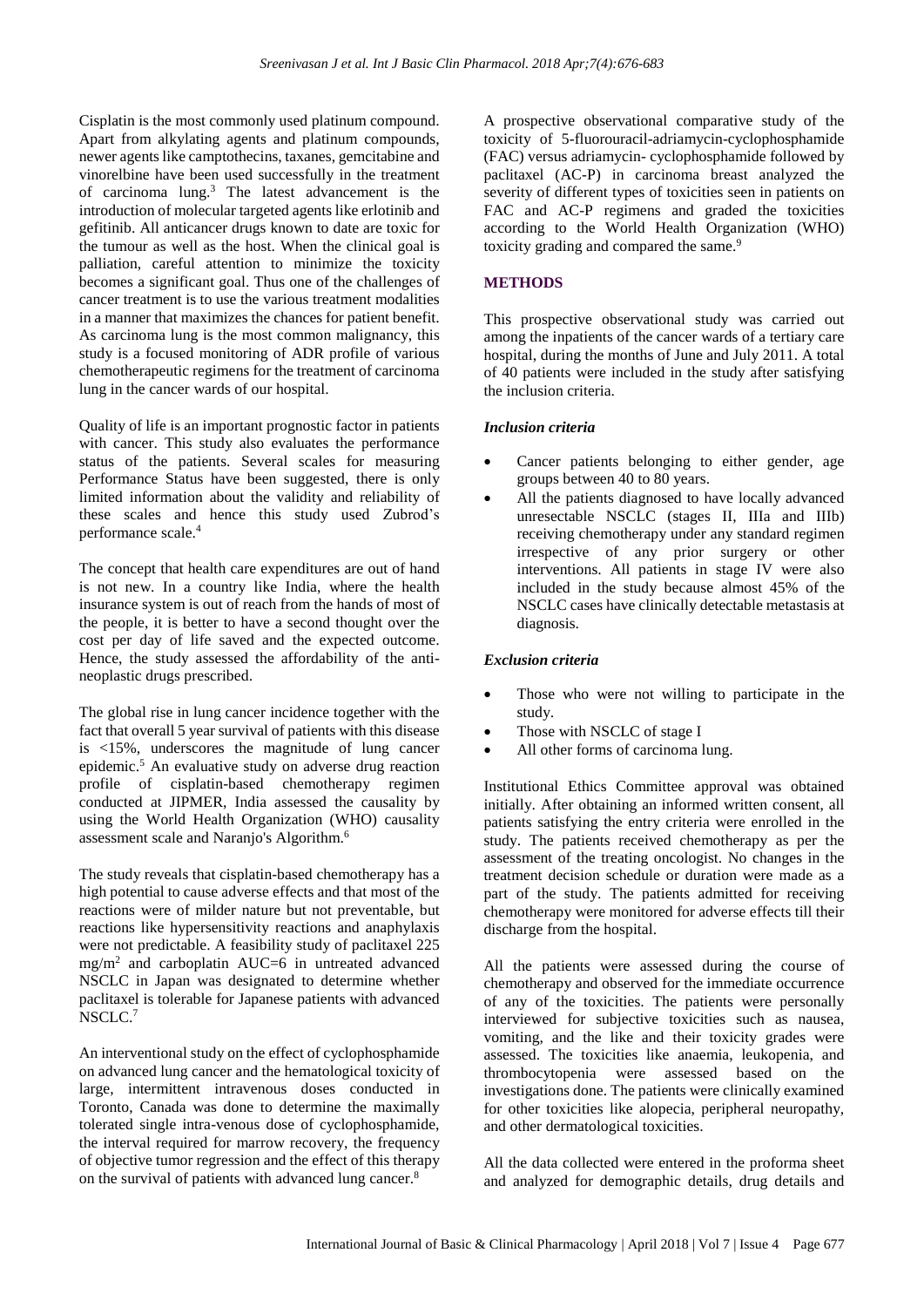Cisplatin is the most commonly used platinum compound. Apart from alkylating agents and platinum compounds, newer agents like camptothecins, taxanes, gemcitabine and vinorelbine have been used successfully in the treatment of carcinoma lung.[3] The latest advancement is the introduction of molecular targeted agents like erlotinib and gefitinib. All anticancer drugs known to date are toxic for the tumour as well as the host. When the clinical goal is palliation, careful attention to minimize the toxicity becomes a significant goal. Thus one of the challenges of cancer treatment is to use the various treatment modalities in a manner that maximizes the chances for patient benefit. As carcinoma lung is the most common malignancy, this study is a focused monitoring of ADR profile of various chemotherapeutic regimens for the treatment of carcinoma lung in the cancer wards of our hospital.

Quality of life is an important prognostic factor in patients with cancer. This study also evaluates the performance status of the patients. Several scales for measuring Performance Status have been suggested, there is only limited information about the validity and reliability of these scales and hence this study used Zubrod's performance scale.[4]

The concept that health care expenditures are out of hand is not new. In a country like India, where the health insurance system is out of reach from the hands of most of the people, it is better to have a second thought over the cost per day of life saved and the expected outcome. Hence, the study assessed the affordability of the anti-neoplastic drugs prescribed.

The global rise in lung cancer incidence together with the fact that overall 5 year survival of patients with this disease is <15%, underscores the magnitude of lung cancer epidemic.[5] An evaluative study on adverse drug reaction profile of cisplatin-based chemotherapy regimen conducted at JIPMER, India assessed the causality by using the World Health Organization (WHO) causality assessment scale and Naranjo's Algorithm.[6]

The study reveals that cisplatin-based chemotherapy has a high potential to cause adverse effects and that most of the reactions were of milder nature but not preventable, but reactions like hypersensitivity reactions and anaphylaxis were not predictable. A feasibility study of paclitaxel 225 $mg/m^2$ and carboplatin AUC=6 in untreated advanced NSCLC in Japan was designated to determine whether paclitaxel is tolerable for Japanese patients with advanced NSCLC.[7]

An interventional study on the effect of cyclophosphamide on advanced lung cancer and the hematological toxicity of large, intermittent intravenous doses conducted in Toronto, Canada was done to determine the maximally tolerated single intra-venous dose of cyclophosphamide, the interval required for marrow recovery, the frequency of objective tumor regression and the effect of this therapy on the survival of patients with advanced lung cancer.[8]

A prospective observational comparative study of the toxicity of 5-fluorouracil-adriamycin-cyclophosphamide (FAC) versus adriamycin- cyclophosphamide followed by paclitaxel (AC-P) in carcinoma breast analyzed the severity of different types of toxicities seen in patients on FAC and AC-P regimens and graded the toxicities according to the World Health Organization (WHO) toxicity grading and compared the same.[9]

## METHODS

This prospective observational study was carried out among the inpatients of the cancer wards of a tertiary care hospital, during the months of June and July 2011. A total of 40 patients were included in the study after satisfying the inclusion criteria.

### *Inclusion criteria*

- Cancer patients belonging to either gender, age groups between 40 to 80 years.
- All the patients diagnosed to have locally advanced unresectable NSCLC (stages II, IIIa and IIIb) receiving chemotherapy under any standard regimen irrespective of any prior surgery or other interventions. All patients in stage IV were also included in the study because almost 45% of the NSCLC cases have clinically detectable metastasis at diagnosis.

### *Exclusion criteria*

- Those who were not willing to participate in the study.
- Those with NSCLC of stage I
- All other forms of carcinoma lung.

Institutional Ethics Committee approval was obtained initially. After obtaining an informed written consent, all patients satisfying the entry criteria were enrolled in the study. The patients received chemotherapy as per the assessment of the treating oncologist. No changes in the treatment decision schedule or duration were made as a part of the study. The patients admitted for receiving chemotherapy were monitored for adverse effects till their discharge from the hospital.

All the patients were assessed during the course of chemotherapy and observed for the immediate occurrence of any of the toxicities. The patients were personally interviewed for subjective toxicities such as nausea, vomiting, and the like and their toxicity grades were assessed. The toxicities like anaemia, leukopenia, and thrombocytopenia were assessed based on the investigations done. The patients were clinically examined for other toxicities like alopecia, peripheral neuropathy, and other dermatological toxicities.

All the data collected were entered in the proforma sheet and analyzed for demographic details, drug details and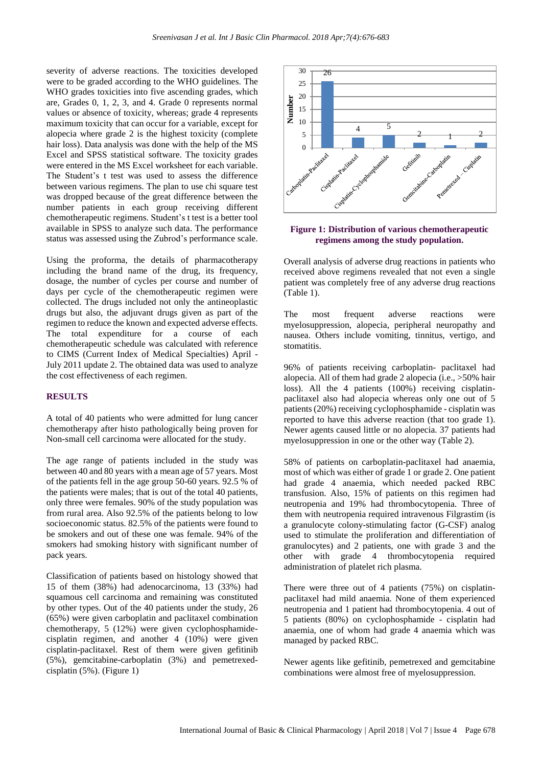severity of adverse reactions. The toxicities developed were to be graded according to the WHO guidelines. The WHO grades toxicities into five ascending grades, which are, Grades 0, 1, 2, 3, and 4. Grade 0 represents normal values or absence of toxicity, whereas; grade 4 represents maximum toxicity that can occur for a variable, except for alopecia where grade 2 is the highest toxicity (complete hair loss). Data analysis was done with the help of the MS Excel and SPSS statistical software. The toxicity grades were entered in the MS Excel worksheet for each variable. The Student's t test was used to assess the difference between various regimens. The plan to use chi square test was dropped because of the great difference between the number patients in each group receiving different chemotherapeutic regimens. Student's t test is a better tool available in SPSS to analyze such data. The performance status was assessed using the Zubrod's performance scale.

Using the proforma, the details of pharmacotherapy including the brand name of the drug, its frequency, dosage, the number of cycles per course and number of days per cycle of the chemotherapeutic regimen were collected. The drugs included not only the antineoplastic drugs but also, the adjuvant drugs given as part of the regimen to reduce the known and expected adverse effects. The total expenditure for a course of each chemotherapeutic schedule was calculated with reference to CIMS (Current Index of Medical Specialties) April - July 2011 update 2. The obtained data was used to analyze the cost effectiveness of each regimen.

## RESULTS

A total of 40 patients who were admitted for lung cancer chemotherapy after histo pathologically being proven for Non-small cell carcinoma were allocated for the study.

The age range of patients included in the study was between 40 and 80 years with a mean age of 57 years. Most of the patients fell in the age group 50-60 years. 92.5 % of the patients were males; that is out of the total 40 patients, only three were females. 90% of the study population was from rural area. Also 92.5% of the patients belong to low socioeconomic status. 82.5% of the patients were found to be smokers and out of these one was female. 94% of the smokers had smoking history with significant number of pack years.

Classification of patients based on histology showed that 15 of them (38%) had adenocarcinoma, 13 (33%) had squamous cell carcinoma and remaining was constituted by other types. Out of the 40 patients under the study, 26 (65%) were given carboplatin and paclitaxel combination chemotherapy, 5 (12%) were given cyclophosphamide-cisplatin regimen, and another 4 (10%) were given cisplatin-paclitaxel. Rest of them were given gefitinib (5%), gemcitabine-carboplatin (3%) and pemetrexed-cisplatin (5%). (Figure 1)

| Regimen | Number |
|---|---|
| Carboplatin-Paclitaxel | 26 |
| Cisplatin-Paclitaxel | 4 |
| Cisplatin-Cyclophosphamide | 5 |
| Gefitinib | 2 |
| Gemcitabine-Carboplatin | 1 |
| Pemetrexed – Cisplatin | 2 |

**Figure 1: Distribution of various chemotherapeutic regimens among the study population.**

Overall analysis of adverse drug reactions in patients who received above regimens revealed that not even a single patient was completely free of any adverse drug reactions (Table 1).

The most frequent adverse reactions were myelosuppression, alopecia, peripheral neuropathy and nausea. Others include vomiting, tinnitus, vertigo, and stomatitis.

96% of patients receiving carboplatin- paclitaxel had alopecia. All of them had grade 2 alopecia (i.e., >50% hair loss). All the 4 patients (100%) receiving cisplatin-paclitaxel also had alopecia whereas only one out of 5 patients (20%) receiving cyclophosphamide - cisplatin was reported to have this adverse reaction (that too grade 1). Newer agents caused little or no alopecia. 37 patients had myelosuppression in one or the other way (Table 2).

58% of patients on carboplatin-paclitaxel had anaemia, most of which was either of grade 1 or grade 2. One patient had grade 4 anaemia, which needed packed RBC transfusion. Also, 15% of patients on this regimen had neutropenia and 19% had thrombocytopenia. Three of them with neutropenia required intravenous Filgrastim (is a granulocyte colony-stimulating factor (G-CSF) analog used to stimulate the proliferation and differentiation of granulocytes) and 2 patients, one with grade 3 and the other with grade 4 thrombocytopenia required administration of platelet rich plasma.

There were three out of 4 patients (75%) on cisplatin-paclitaxel had mild anaemia. None of them experienced neutropenia and 1 patient had thrombocytopenia. 4 out of 5 patients (80%) on cyclophosphamide - cisplatin had anaemia, one of whom had grade 4 anaemia which was managed by packed RBC.

Newer agents like gefitinib, pemetrexed and gemcitabine combinations were almost free of myelosuppression.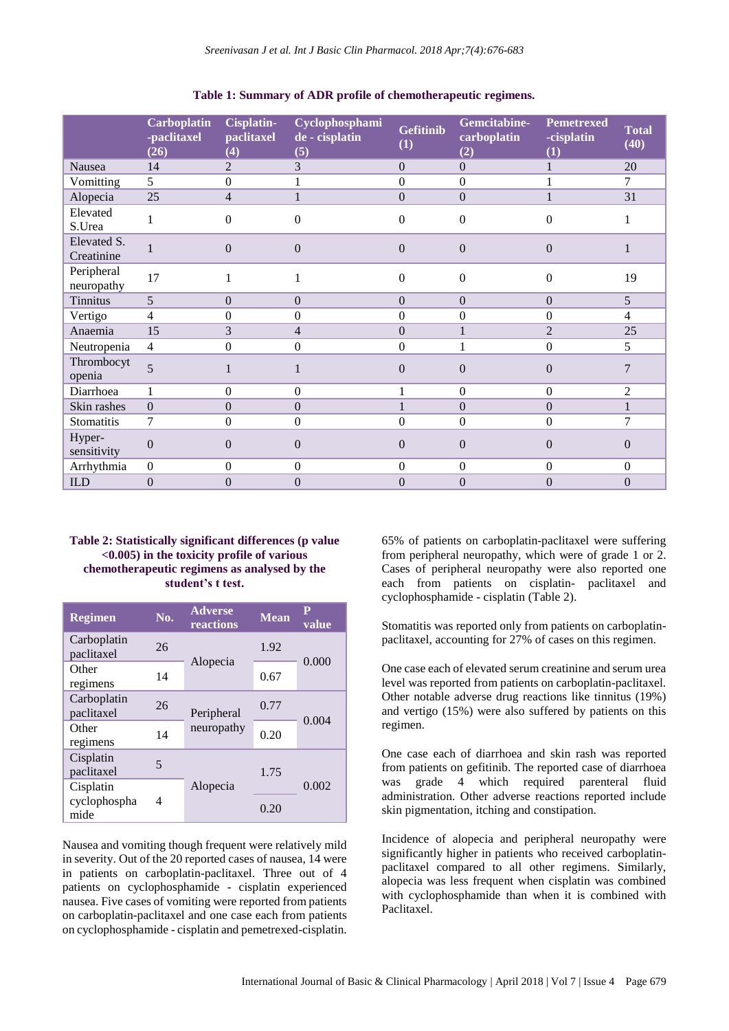**Table 1: Summary of ADR profile of chemotherapeutic regimens.**

| | Carboplatin -paclitaxel (26) | Cisplatin-paclitaxel (4) | Cyclophosphamide - cisplatin (5) | Gefitinib (1) | Gemcitabine-carboplatin (2) | Pemetrexed -cisplatin (1) | Total (40) |
|---|---|---|---|---|---|---|---|
| Nausea | 14 | 2 | 3 | 0 | 0 | 1 | 20 |
| Vomitting | 5 | 0 | 1 | 0 | 0 | 1 | 7 |
| Alopecia | 25 | 4 | 1 | 0 | 0 | 1 | 31 |
| Elevated S.Urea | 1 | 0 | 0 | 0 | 0 | 0 | 1 |
| Elevated S. Creatinine | 1 | 0 | 0 | 0 | 0 | 0 | 1 |
| Peripheral neuropathy | 17 | 1 | 1 | 0 | 0 | 0 | 19 |
| Tinnitus | 5 | 0 | 0 | 0 | 0 | 0 | 5 |
| Vertigo | 4 | 0 | 0 | 0 | 0 | 0 | 4 |
| Anaemia | 15 | 3 | 4 | 0 | 1 | 2 | 25 |
| Neutropenia | 4 | 0 | 0 | 0 | 1 | 0 | 5 |
| Thrombocytopenia | 5 | 1 | 1 | 0 | 0 | 0 | 7 |
| Diarrhoea | 1 | 0 | 0 | 1 | 0 | 0 | 2 |
| Skin rashes | 0 | 0 | 0 | 1 | 0 | 0 | 1 |
| Stomatitis | 7 | 0 | 0 | 0 | 0 | 0 | 7 |
| Hyper-sensitivity | 0 | 0 | 0 | 0 | 0 | 0 | 0 |
| Arrhythmia | 0 | 0 | 0 | 0 | 0 | 0 | 0 |
| ILD | 0 | 0 | 0 | 0 | 0 | 0 | 0 |

**Table 2: Statistically significant differences (p value <0.005) in the toxicity profile of various chemotherapeutic regimens as analysed by the student's t test.**

| Regimen | No. | Adverse reactions | Mean | P value |
|---|---|---|---|---|
| Carboplatin paclitaxel | 26 | Alopecia | 1.92 | 0.000 |
| Other regimens | 14 | | 0.67 | |
| Carboplatin paclitaxel | 26 | Peripheral neuropathy | 0.77 | 0.004 |
| Other regimens | 14 | | 0.20 | |
| Cisplatin paclitaxel | 5 | Alopecia | 1.75 | 0.002 |
| Cisplatin cyclophosphamide | 4 | | 0.20 | |

Nausea and vomiting though frequent were relatively mild in severity. Out of the 20 reported cases of nausea, 14 were in patients on carboplatin-paclitaxel. Three out of 4 patients on cyclophosphamide - cisplatin experienced nausea. Five cases of vomiting were reported from patients on carboplatin-paclitaxel and one case each from patients on cyclophosphamide - cisplatin and pemetrexed-cisplatin.

65% of patients on carboplatin-paclitaxel were suffering from peripheral neuropathy, which were of grade 1 or 2. Cases of peripheral neuropathy were also reported one each from patients on cisplatin- paclitaxel and cyclophosphamide - cisplatin (Table 2).

Stomatitis was reported only from patients on carboplatin-paclitaxel, accounting for 27% of cases on this regimen.

One case each of elevated serum creatinine and serum urea level was reported from patients on carboplatin-paclitaxel. Other notable adverse drug reactions like tinnitus (19%) and vertigo (15%) were also suffered by patients on this regimen.

One case each of diarrhoea and skin rash was reported from patients on gefitinib. The reported case of diarrhoea was grade 4 which required parenteral fluid administration. Other adverse reactions reported include skin pigmentation, itching and constipation.

Incidence of alopecia and peripheral neuropathy were significantly higher in patients who received carboplatin-paclitaxel compared to all other regimens. Similarly, alopecia was less frequent when cisplatin was combined with cyclophosphamide than when it is combined with Paclitaxel.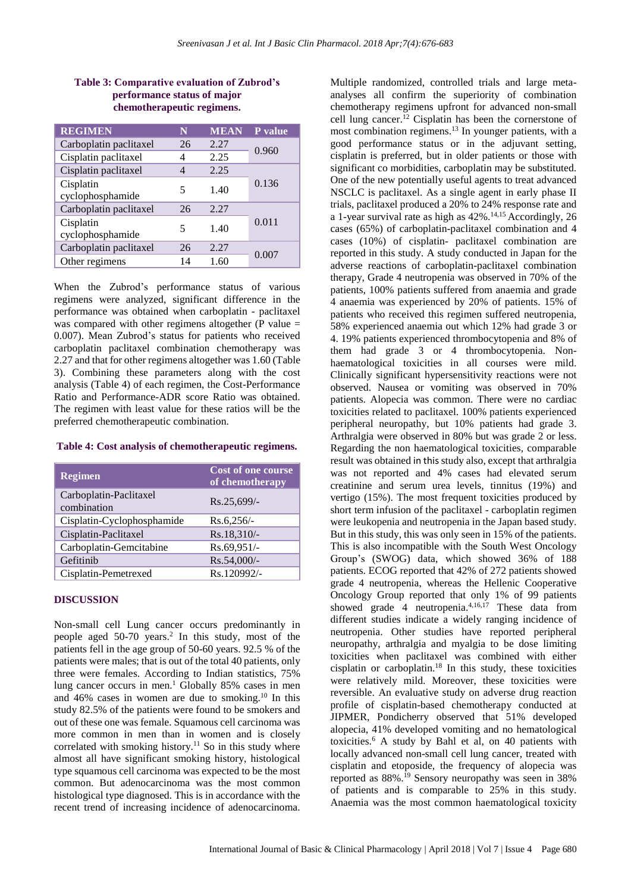**Table 3: Comparative evaluation of Zubrod's performance status of major chemotherapeutic regimens.**

| REGIMEN | N | MEAN | P value |
|---|---|---|---|
| Carboplatin paclitaxel | 26 | 2.27 | 0.960 |
| Cisplatin paclitaxel | 4 | 2.25 | |
| Cisplatin paclitaxel | 4 | 2.25 | 0.136 |
| Cisplatin cyclophosphamide | 5 | 1.40 | |
| Carboplatin paclitaxel | 26 | 2.27 | 0.011 |
| Cisplatin cyclophosphamide | 5 | 1.40 | |
| Carboplatin paclitaxel | 26 | 2.27 | 0.007 |
| Other regimens | 14 | 1.60 | |

When the Zubrod's performance status of various regimens were analyzed, significant difference in the performance was obtained when carboplatin - paclitaxel was compared with other regimens altogether (P value = 0.007). Mean Zubrod's status for patients who received carboplatin paclitaxel combination chemotherapy was 2.27 and that for other regimens altogether was 1.60 (Table 3). Combining these parameters along with the cost analysis (Table 4) of each regimen, the Cost-Performance Ratio and Performance-ADR score Ratio was obtained. The regimen with least value for these ratios will be the preferred chemotherapeutic combination.

**Table 4: Cost analysis of chemotherapeutic regimens.**

| Regimen | Cost of one course of chemotherapy |
|---|---|
| Carboplatin-Paclitaxel combination | Rs.25,699/- |
| Cisplatin-Cyclophosphamide | Rs.6,256/- |
| Cisplatin-Paclitaxel | Rs.18,310/- |
| Carboplatin-Gemcitabine | Rs.69,951/- |
| Gefitinib | Rs.54,000/- |
| Cisplatin-Pemetrexed | Rs.120992/- |

## DISCUSSION

Non-small cell Lung cancer occurs predominantly in people aged 50-70 years.[2] In this study, most of the patients fell in the age group of 50-60 years. 92.5 % of the patients were males; that is out of the total 40 patients, only three were females. According to Indian statistics, 75% lung cancer occurs in men.[1] Globally 85% cases in men and 46% cases in women are due to smoking.[10] In this study 82.5% of the patients were found to be smokers and out of these one was female. Squamous cell carcinoma was more common in men than in women and is closely correlated with smoking history.[11] So in this study where almost all have significant smoking history, histological type squamous cell carcinoma was expected to be the most common. But adenocarcinoma was the most common histological type diagnosed. This is in accordance with the recent trend of increasing incidence of adenocarcinoma. Multiple randomized, controlled trials and large meta-analyses all confirm the superiority of combination chemotherapy regimens upfront for advanced non-small cell lung cancer.[12] Cisplatin has been the cornerstone of most combination regimens.[13] In younger patients, with a good performance status or in the adjuvant setting, cisplatin is preferred, but in older patients or those with significant co morbidities, carboplatin may be substituted. One of the new potentially useful agents to treat advanced NSCLC is paclitaxel. As a single agent in early phase II trials, paclitaxel produced a 20% to 24% response rate and a 1-year survival rate as high as 42%.[14,15] Accordingly, 26 cases (65%) of carboplatin-paclitaxel combination and 4 cases (10%) of cisplatin- paclitaxel combination are reported in this study. A study conducted in Japan for the adverse reactions of carboplatin-paclitaxel combination therapy, Grade 4 neutropenia was observed in 70% of the patients, 100% patients suffered from anaemia and grade 4 anaemia was experienced by 20% of patients. 15% of patients who received this regimen suffered neutropenia, 58% experienced anaemia out which 12% had grade 3 or 4. 19% patients experienced thrombocytopenia and 8% of them had grade 3 or 4 thrombocytopenia. Non-haematological toxicities in all courses were mild. Clinically significant hypersensitivity reactions were not observed. Nausea or vomiting was observed in 70% patients. Alopecia was common. There were no cardiac toxicities related to paclitaxel. 100% patients experienced peripheral neuropathy, but 10% patients had grade 3. Arthralgia were observed in 80% but was grade 2 or less. Regarding the non haematological toxicities, comparable result was obtained in this study also, except that arthralgia was not reported and 4% cases had elevated serum creatinine and serum urea levels, tinnitus (19%) and vertigo (15%). The most frequent toxicities produced by short term infusion of the paclitaxel - carboplatin regimen were leukopenia and neutropenia in the Japan based study. But in this study, this was only seen in 15% of the patients. This is also incompatible with the South West Oncology Group's (SWOG) data, which showed 36% of 188 patients. ECOG reported that 42% of 272 patients showed grade 4 neutropenia, whereas the Hellenic Cooperative Oncology Group reported that only 1% of 99 patients showed grade 4 neutropenia.[4,16,17] These data from different studies indicate a widely ranging incidence of neutropenia. Other studies have reported peripheral neuropathy, arthralgia and myalgia to be dose limiting toxicities when paclitaxel was combined with either cisplatin or carboplatin.[18] In this study, these toxicities were relatively mild. Moreover, these toxicities were reversible. An evaluative study on adverse drug reaction profile of cisplatin-based chemotherapy conducted at JIPMER, Pondicherry observed that 51% developed alopecia, 41% developed vomiting and no hematological toxicities.[6] A study by Bahl et al, on 40 patients with locally advanced non-small cell lung cancer, treated with cisplatin and etoposide, the frequency of alopecia was reported as 88%.[19] Sensory neuropathy was seen in 38% of patients and is comparable to 25% in this study. Anaemia was the most common haematological toxicity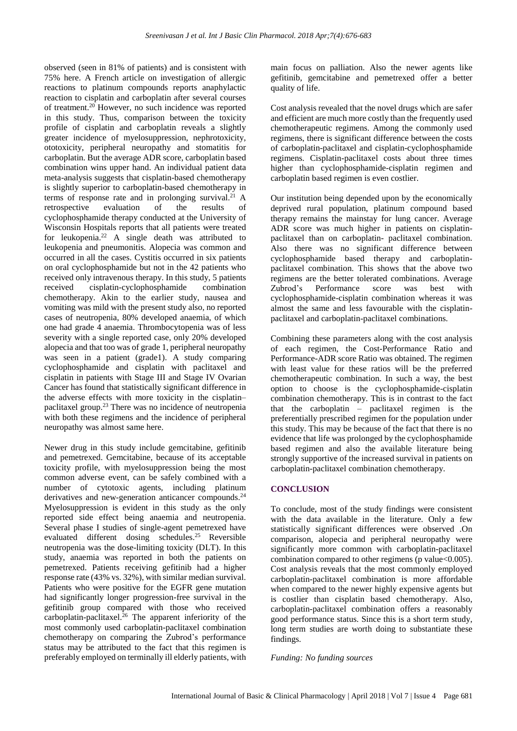observed (seen in 81% of patients) and is consistent with 75% here. A French article on investigation of allergic reactions to platinum compounds reports anaphylactic reaction to cisplatin and carboplatin after several courses of treatment.[20] However, no such incidence was reported in this study. Thus, comparison between the toxicity profile of cisplatin and carboplatin reveals a slightly greater incidence of myelosuppression, nephrotoxicity, ototoxicity, peripheral neuropathy and stomatitis for carboplatin. But the average ADR score, carboplatin based combination wins upper hand. An individual patient data meta-analysis suggests that cisplatin-based chemotherapy is slightly superior to carboplatin-based chemotherapy in terms of response rate and in prolonging survival.[21] A retrospective evaluation of the results of cyclophosphamide therapy conducted at the University of Wisconsin Hospitals reports that all patients were treated for leukopenia.[22] A single death was attributed to leukopenia and pneumonitis. Alopecia was common and occurred in all the cases. Cystitis occurred in six patients on oral cyclophosphamide but not in the 42 patients who received only intravenous therapy. In this study, 5 patients received cisplatin-cyclophosphamide combination chemotherapy. Akin to the earlier study, nausea and vomiting was mild with the present study also, no reported cases of neutropenia, 80% developed anaemia, of which one had grade 4 anaemia. Thrombocytopenia was of less severity with a single reported case, only 20% developed alopecia and that too was of grade 1, peripheral neuropathy was seen in a patient (grade1). A study comparing cyclophosphamide and cisplatin with paclitaxel and cisplatin in patients with Stage III and Stage IV Ovarian Cancer has found that statistically significant difference in the adverse effects with more toxicity in the cisplatin–paclitaxel group.[23] There was no incidence of neutropenia with both these regimens and the incidence of peripheral neuropathy was almost same here.

Newer drug in this study include gemcitabine, gefitinib and pemetrexed. Gemcitabine, because of its acceptable toxicity profile, with myelosuppression being the most common adverse event, can be safely combined with a number of cytotoxic agents, including platinum derivatives and new-generation anticancer compounds.[24] Myelosuppression is evident in this study as the only reported side effect being anaemia and neutropenia. Several phase I studies of single-agent pemetrexed have evaluated different dosing schedules.[25] Reversible neutropenia was the dose-limiting toxicity (DLT). In this study, anaemia was reported in both the patients on pemetrexed. Patients receiving gefitinib had a higher response rate (43% vs. 32%), with similar median survival. Patients who were positive for the EGFR gene mutation had significantly longer progression-free survival in the gefitinib group compared with those who received carboplatin-paclitaxel.[26] The apparent inferiority of the most commonly used carboplatin-paclitaxel combination chemotherapy on comparing the Zubrod's performance status may be attributed to the fact that this regimen is preferably employed on terminally ill elderly patients, with main focus on palliation. Also the newer agents like gefitinib, gemcitabine and pemetrexed offer a better quality of life.

Cost analysis revealed that the novel drugs which are safer and efficient are much more costly than the frequently used chemotherapeutic regimens. Among the commonly used regimens, there is significant difference between the costs of carboplatin-paclitaxel and cisplatin-cyclophosphamide regimens. Cisplatin-paclitaxel costs about three times higher than cyclophosphamide-cisplatin regimen and carboplatin based regimen is even costlier.

Our institution being depended upon by the economically deprived rural population, platinum compound based therapy remains the mainstay for lung cancer. Average ADR score was much higher in patients on cisplatin-paclitaxel than on carboplatin- paclitaxel combination. Also there was no significant difference between cyclophosphamide based therapy and carboplatin-paclitaxel combination. This shows that the above two regimens are the better tolerated combinations. Average Zubrod's Performance score was best with cyclophosphamide-cisplatin combination whereas it was almost the same and less favourable with the cisplatin-paclitaxel and carboplatin-paclitaxel combinations.

Combining these parameters along with the cost analysis of each regimen, the Cost-Performance Ratio and Performance-ADR score Ratio was obtained. The regimen with least value for these ratios will be the preferred chemotherapeutic combination. In such a way, the best option to choose is the cyclophosphamide-cisplatin combination chemotherapy. This is in contrast to the fact that the carboplatin – paclitaxel regimen is the preferentially prescribed regimen for the population under this study. This may be because of the fact that there is no evidence that life was prolonged by the cyclophosphamide based regimen and also the available literature being strongly supportive of the increased survival in patients on carboplatin-paclitaxel combination chemotherapy.

## CONCLUSION

To conclude, most of the study findings were consistent with the data available in the literature. Only a few statistically significant differences were observed .On comparison, alopecia and peripheral neuropathy were significantly more common with carboplatin-paclitaxel combination compared to other regimens (p value<0.005). Cost analysis reveals that the most commonly employed carboplatin-paclitaxel combination is more affordable when compared to the newer highly expensive agents but is costlier than cisplatin based chemotherapy. Also, carboplatin-paclitaxel combination offers a reasonably good performance status. Since this is a short term study, long term studies are worth doing to substantiate these findings.

*Funding: No funding sources*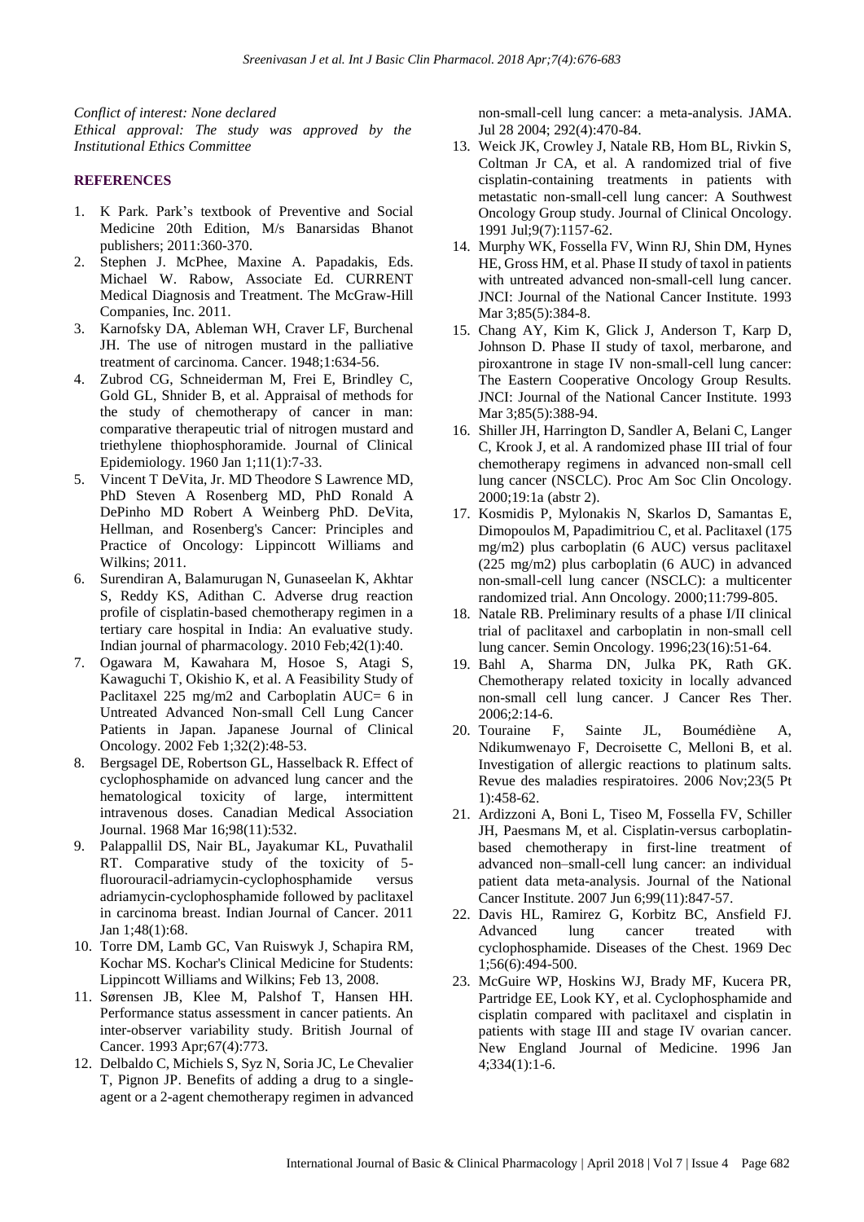*Conflict of interest: None declared*
*Ethical approval: The study was approved by the Institutional Ethics Committee*

## REFERENCES

1. K Park. Park's textbook of Preventive and Social Medicine 20th Edition, M/s Banarsidas Bhanot publishers; 2011:360-370.
2. Stephen J. McPhee, Maxine A. Papadakis, Eds. Michael W. Rabow, Associate Ed. CURRENT Medical Diagnosis and Treatment. The McGraw-Hill Companies, Inc. 2011.
3. Karnofsky DA, Ableman WH, Craver LF, Burchenal JH. The use of nitrogen mustard in the palliative treatment of carcinoma. Cancer. 1948;1:634-56.
4. Zubrod CG, Schneiderman M, Frei E, Brindley C, Gold GL, Shnider B, et al. Appraisal of methods for the study of chemotherapy of cancer in man: comparative therapeutic trial of nitrogen mustard and triethylene thiophosphoramide. Journal of Clinical Epidemiology. 1960 Jan 1;11(1):7-33.
5. Vincent T DeVita, Jr. MD Theodore S Lawrence MD, PhD Steven A Rosenberg MD, PhD Ronald A DePinho MD Robert A Weinberg PhD. DeVita, Hellman, and Rosenberg's Cancer: Principles and Practice of Oncology: Lippincott Williams and Wilkins; 2011.
6. Surendiran A, Balamurugan N, Gunaseelan K, Akhtar S, Reddy KS, Adithan C. Adverse drug reaction profile of cisplatin-based chemotherapy regimen in a tertiary care hospital in India: An evaluative study. Indian journal of pharmacology. 2010 Feb;42(1):40.
7. Ogawara M, Kawahara M, Hosoe S, Atagi S, Kawaguchi T, Okishio K, et al. A Feasibility Study of Paclitaxel 225 mg/m2 and Carboplatin AUC= 6 in Untreated Advanced Non-small Cell Lung Cancer Patients in Japan. Japanese Journal of Clinical Oncology. 2002 Feb 1;32(2):48-53.
8. Bergsagel DE, Robertson GL, Hasselback R. Effect of cyclophosphamide on advanced lung cancer and the hematological toxicity of large, intermittent intravenous doses. Canadian Medical Association Journal. 1968 Mar 16;98(11):532.
9. Palappallil DS, Nair BL, Jayakumar KL, Puvathalil RT. Comparative study of the toxicity of 5-fluorouracil-adriamycin-cyclophosphamide versus adriamycin-cyclophosphamide followed by paclitaxel in carcinoma breast. Indian Journal of Cancer. 2011 Jan 1;48(1):68.
10. Torre DM, Lamb GC, Van Ruiswyk J, Schapira RM, Kochar MS. Kochar's Clinical Medicine for Students: Lippincott Williams and Wilkins; Feb 13, 2008.
11. Sørensen JB, Klee M, Palshof T, Hansen HH. Performance status assessment in cancer patients. An inter-observer variability study. British Journal of Cancer. 1993 Apr;67(4):773.
12. Delbaldo C, Michiels S, Syz N, Soria JC, Le Chevalier T, Pignon JP. Benefits of adding a drug to a single-agent or a 2-agent chemotherapy regimen in advanced non-small-cell lung cancer: a meta-analysis. JAMA. Jul 28 2004; 292(4):470-84.
13. Weick JK, Crowley J, Natale RB, Hom BL, Rivkin S, Coltman Jr CA, et al. A randomized trial of five cisplatin-containing treatments in patients with metastatic non-small-cell lung cancer: A Southwest Oncology Group study. Journal of Clinical Oncology. 1991 Jul;9(7):1157-62.
14. Murphy WK, Fossella FV, Winn RJ, Shin DM, Hynes HE, Gross HM, et al. Phase II study of taxol in patients with untreated advanced non-small-cell lung cancer. JNCI: Journal of the National Cancer Institute. 1993 Mar 3;85(5):384-8.
15. Chang AY, Kim K, Glick J, Anderson T, Karp D, Johnson D. Phase II study of taxol, merbarone, and piroxantrone in stage IV non-small-cell lung cancer: The Eastern Cooperative Oncology Group Results. JNCI: Journal of the National Cancer Institute. 1993 Mar 3;85(5):388-94.
16. Shiller JH, Harrington D, Sandler A, Belani C, Langer C, Krook J, et al. A randomized phase III trial of four chemotherapy regimens in advanced non-small cell lung cancer (NSCLC). Proc Am Soc Clin Oncology. 2000;19:1a (abstr 2).
17. Kosmidis P, Mylonakis N, Skarlos D, Samantas E, Dimopoulos M, Papadimitriou C, et al. Paclitaxel (175 mg/m2) plus carboplatin (6 AUC) versus paclitaxel (225 mg/m2) plus carboplatin (6 AUC) in advanced non-small-cell lung cancer (NSCLC): a multicenter randomized trial. Ann Oncology. 2000;11:799-805.
18. Natale RB. Preliminary results of a phase I/II clinical trial of paclitaxel and carboplatin in non-small cell lung cancer. Semin Oncology. 1996;23(16):51-64.
19. Bahl A, Sharma DN, Julka PK, Rath GK. Chemotherapy related toxicity in locally advanced non-small cell lung cancer. J Cancer Res Ther. 2006;2:14-6.
20. Touraine F, Sainte JL, Boumédiène A, Ndikumwenayo F, Decroisette C, Melloni B, et al. Investigation of allergic reactions to platinum salts. Revue des maladies respiratoires. 2006 Nov;23(5 Pt 1):458-62.
21. Ardizzoni A, Boni L, Tiseo M, Fossella FV, Schiller JH, Paesmans M, et al. Cisplatin-versus carboplatin-based chemotherapy in first-line treatment of advanced non–small-cell lung cancer: an individual patient data meta-analysis. Journal of the National Cancer Institute. 2007 Jun 6;99(11):847-57.
22. Davis HL, Ramirez G, Korbitz BC, Ansfield FJ. Advanced lung cancer treated with cyclophosphamide. Diseases of the Chest. 1969 Dec 1;56(6):494-500.
23. McGuire WP, Hoskins WJ, Brady MF, Kucera PR, Partridge EE, Look KY, et al. Cyclophosphamide and cisplatin compared with paclitaxel and cisplatin in patients with stage III and stage IV ovarian cancer. New England Journal of Medicine. 1996 Jan 4;334(1):1-6.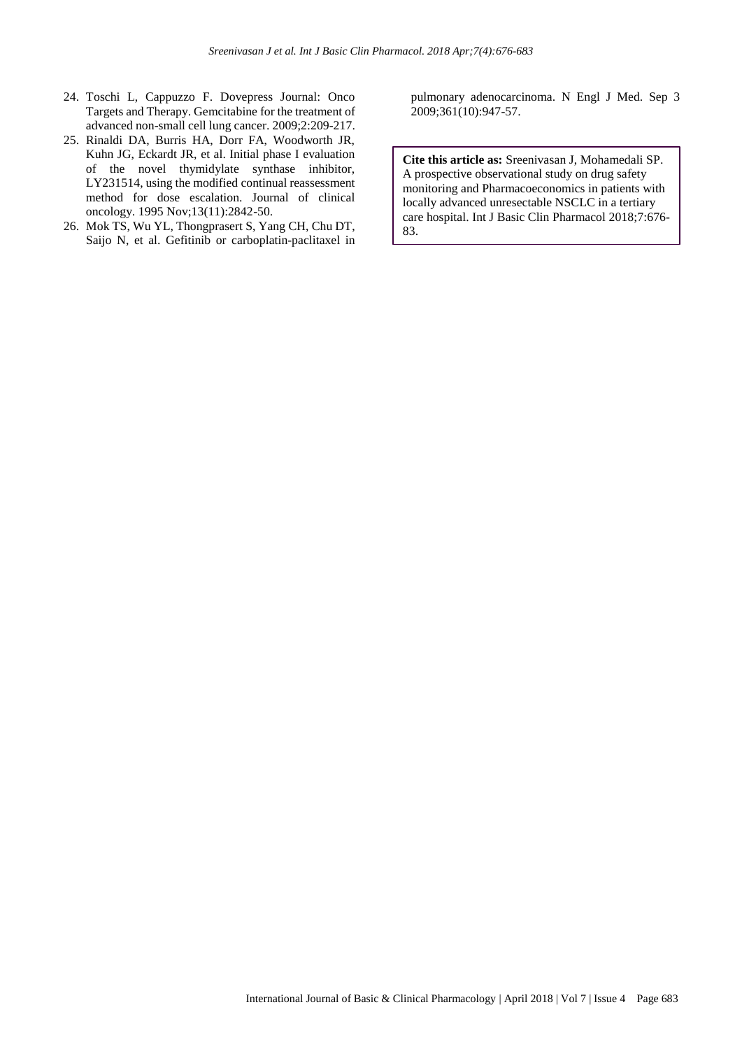24. Toschi L, Cappuzzo F. Dovepress Journal: Onco Targets and Therapy. Gemcitabine for the treatment of advanced non-small cell lung cancer. 2009;2:209-217.
25. Rinaldi DA, Burris HA, Dorr FA, Woodworth JR, Kuhn JG, Eckardt JR, et al. Initial phase I evaluation of the novel thymidylate synthase inhibitor, LY231514, using the modified continual reassessment method for dose escalation. Journal of clinical oncology. 1995 Nov;13(11):2842-50.
26. Mok TS, Wu YL, Thongprasert S, Yang CH, Chu DT, Saijo N, et al. Gefitinib or carboplatin-paclitaxel in pulmonary adenocarcinoma. N Engl J Med. Sep 3 2009;361(10):947-57.

**Cite this article as:** Sreenivasan J, Mohamedali SP. A prospective observational study on drug safety monitoring and Pharmacoeconomics in patients with locally advanced unresectable NSCLC in a tertiary care hospital. Int J Basic Clin Pharmacol 2018;7:676-83.